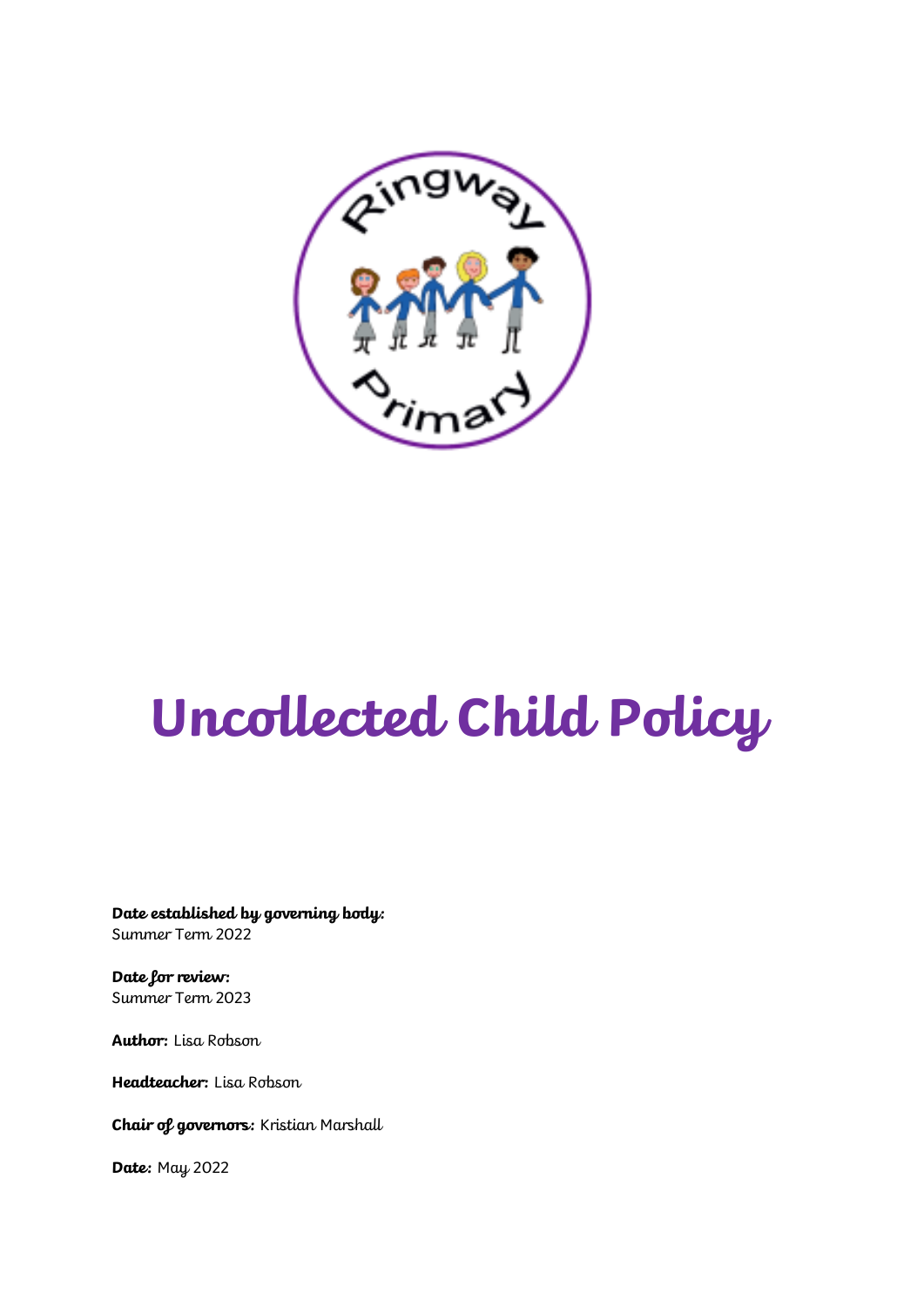# Uncollected Child Policy

**Date established by governing body:**
Summer Term 2022

**Date for review:**
Summer Term 2023

**Author:** Lisa Robson

**Headteacher:** Lisa Robson

**Chair of governors:** Kristian Marshall

**Date:** May 2022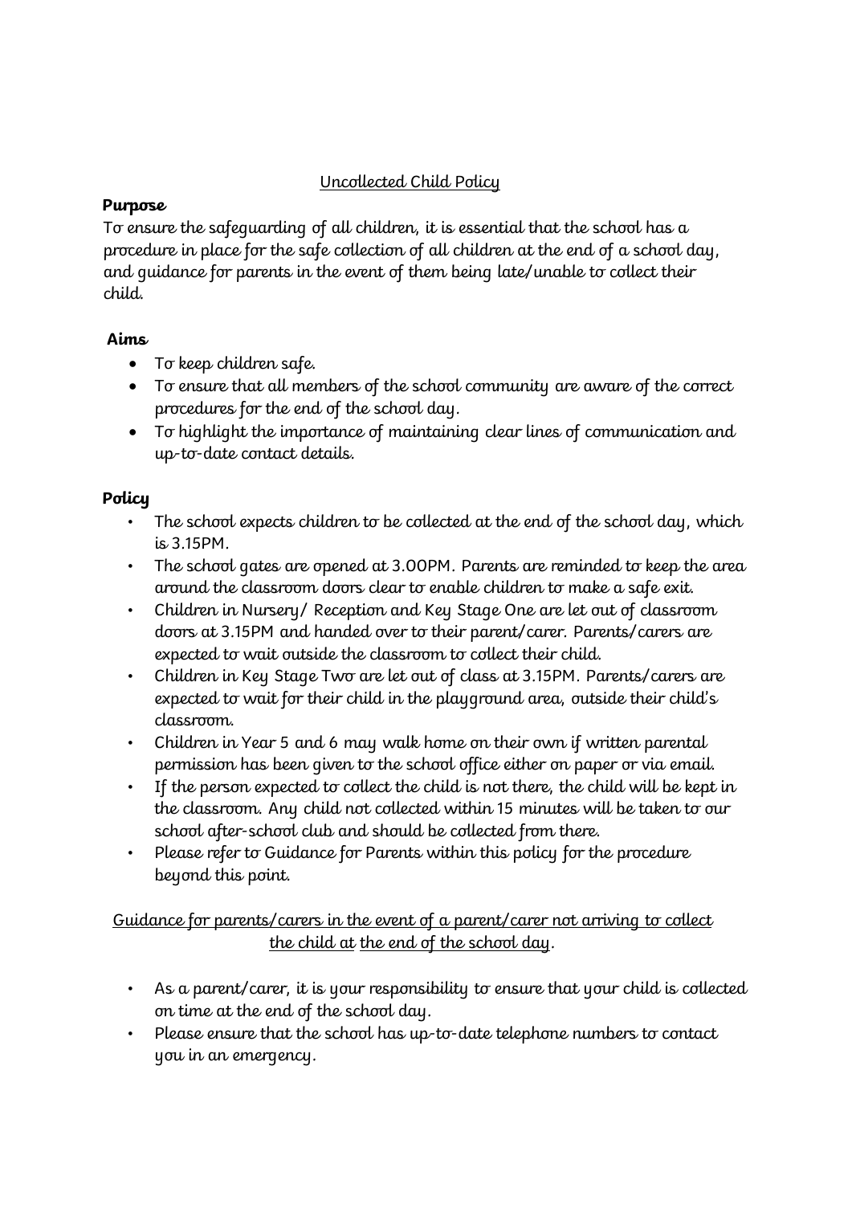<u>Uncollected Child Policy</u>

**Purpose**

To ensure the safeguarding of all children, it is essential that the school has a procedure in place for the safe collection of all children at the end of a school day, and guidance for parents in the event of them being late/unable to collect their child.

**Aims**

- To keep children safe.
- To ensure that all members of the school community are aware of the correct procedures for the end of the school day.
- To highlight the importance of maintaining clear lines of communication and up-to-date contact details.

**Policy**

- The school expects children to be collected at the end of the school day, which is 3.15PM.
- The school gates are opened at 3.00PM. Parents are reminded to keep the area around the classroom doors clear to enable children to make a safe exit.
- Children in Nursery/ Reception and Key Stage One are let out of classroom doors at 3.15PM and handed over to their parent/carer. Parents/carers are expected to wait outside the classroom to collect their child.
- Children in Key Stage Two are let out of class at 3.15PM. Parents/carers are expected to wait for their child in the playground area, outside their child's classroom.
- Children in Year 5 and 6 may walk home on their own if written parental permission has been given to the school office either on paper or via email.
- If the person expected to collect the child is not there, the child will be kept in the classroom. Any child not collected within 15 minutes will be taken to our school after-school club and should be collected from there.
- Please refer to Guidance for Parents within this policy for the procedure beyond this point.

<u>Guidance for parents/carers in the event of a parent/carer not arriving to collect the child at the end of the school day</u>.

- As a parent/carer, it is your responsibility to ensure that your child is collected on time at the end of the school day.
- Please ensure that the school has up-to-date telephone numbers to contact you in an emergency.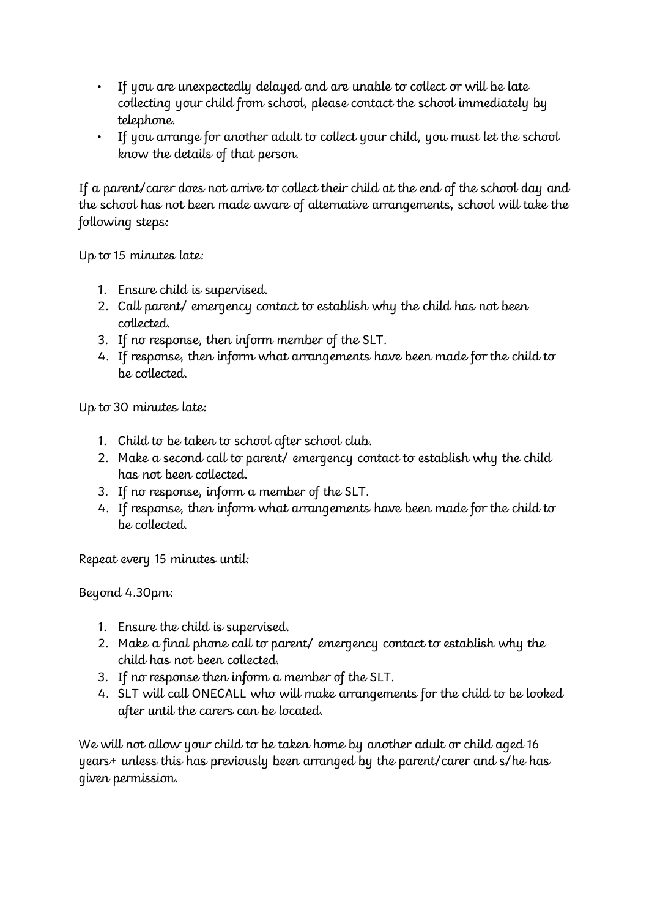- If you are unexpectedly delayed and are unable to collect or will be late collecting your child from school, please contact the school immediately by telephone.
- If you arrange for another adult to collect your child, you must let the school know the details of that person.

If a parent/carer does not arrive to collect their child at the end of the school day and the school has not been made aware of alternative arrangements, school will take the following steps:

Up to 15 minutes late:

1. Ensure child is supervised.
2. Call parent/ emergency contact to establish why the child has not been collected.
3. If no response, then inform member of the SLT.
4. If response, then inform what arrangements have been made for the child to be collected.

Up to 30 minutes late:

1. Child to be taken to school after school club.
2. Make a second call to parent/ emergency contact to establish why the child has not been collected.
3. If no response, inform a member of the SLT.
4. If response, then inform what arrangements have been made for the child to be collected.

Repeat every 15 minutes until:

Beyond 4.30pm:

1. Ensure the child is supervised.
2. Make a final phone call to parent/ emergency contact to establish why the child has not been collected.
3. If no response then inform a member of the SLT.
4. SLT will call ONECALL who will make arrangements for the child to be looked after until the carers can be located.

We will not allow your child to be taken home by another adult or child aged 16 years+ unless this has previously been arranged by the parent/carer and s/he has given permission.